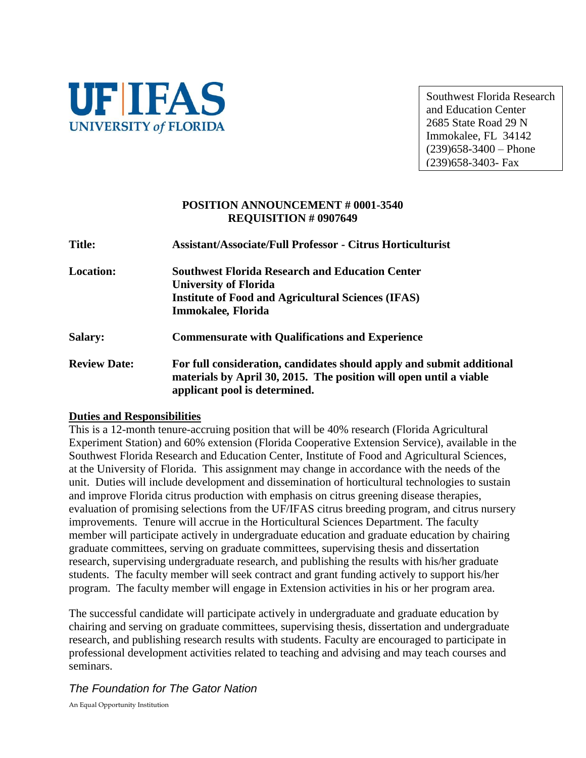UF | IFAS
UNIVERSITY *of* FLORIDA

Southwest Florida Research and Education Center
2685 State Road 29 N
Immokalee, FL 34142
(239)658-3400 – Phone
(239)658-3403- Fax

**POSITION ANNOUNCEMENT # 0001-3540**
**REQUISITION # 0907649**

**Title:** **Assistant/Associate/Full Professor - Citrus Horticulturist**

**Location:** **Southwest Florida Research and Education Center**
**University of Florida**
**Institute of Food and Agricultural Sciences (IFAS)**
**Immokalee, Florida**

**Salary:** **Commensurate with Qualifications and Experience**

**Review Date:** **For full consideration, candidates should apply and submit additional materials by April 30, 2015. The position will open until a viable applicant pool is determined.**

## Duties and Responsibilities

This is a 12-month tenure-accruing position that will be 40% research (Florida Agricultural Experiment Station) and 60% extension (Florida Cooperative Extension Service), available in the Southwest Florida Research and Education Center, Institute of Food and Agricultural Sciences, at the University of Florida. This assignment may change in accordance with the needs of the unit. Duties will include development and dissemination of horticultural technologies to sustain and improve Florida citrus production with emphasis on citrus greening disease therapies, evaluation of promising selections from the UF/IFAS citrus breeding program, and citrus nursery improvements. Tenure will accrue in the Horticultural Sciences Department. The faculty member will participate actively in undergraduate education and graduate education by chairing graduate committees, serving on graduate committees, supervising thesis and dissertation research, supervising undergraduate research, and publishing the results with his/her graduate students. The faculty member will seek contract and grant funding actively to support his/her program. The faculty member will engage in Extension activities in his or her program area.

The successful candidate will participate actively in undergraduate and graduate education by chairing and serving on graduate committees, supervising thesis, dissertation and undergraduate research, and publishing research results with students. Faculty are encouraged to participate in professional development activities related to teaching and advising and may teach courses and seminars.

*The Foundation for The Gator Nation*

An Equal Opportunity Institution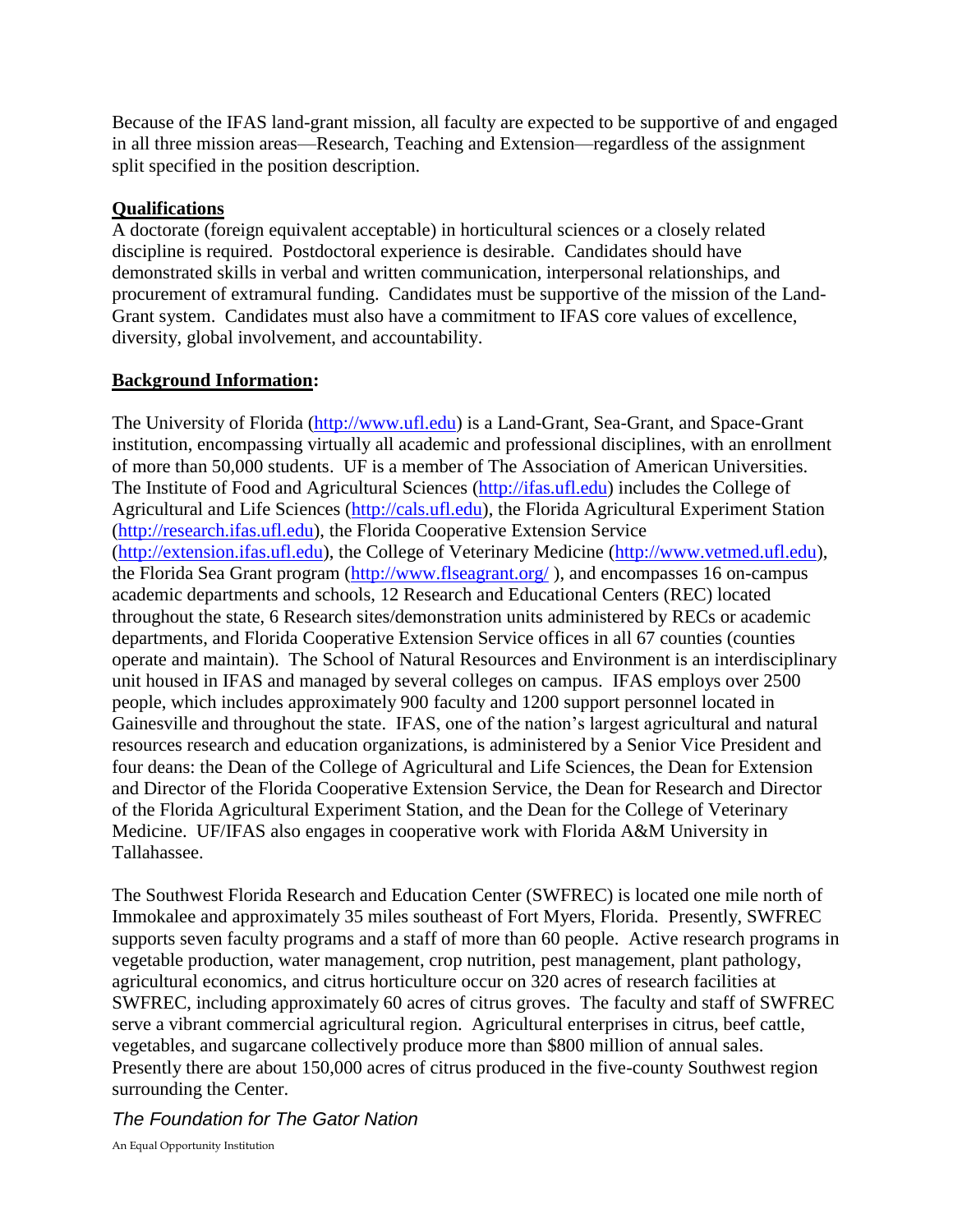Because of the IFAS land-grant mission, all faculty are expected to be supportive of and engaged in all three mission areas—Research, Teaching and Extension—regardless of the assignment split specified in the position description.

**Qualifications**

A doctorate (foreign equivalent acceptable) in horticultural sciences or a closely related discipline is required. Postdoctoral experience is desirable. Candidates should have demonstrated skills in verbal and written communication, interpersonal relationships, and procurement of extramural funding. Candidates must be supportive of the mission of the Land-Grant system. Candidates must also have a commitment to IFAS core values of excellence, diversity, global involvement, and accountability.

**Background Information:**

The University of Florida (http://www.ufl.edu) is a Land-Grant, Sea-Grant, and Space-Grant institution, encompassing virtually all academic and professional disciplines, with an enrollment of more than 50,000 students. UF is a member of The Association of American Universities. The Institute of Food and Agricultural Sciences (http://ifas.ufl.edu) includes the College of Agricultural and Life Sciences (http://cals.ufl.edu), the Florida Agricultural Experiment Station (http://research.ifas.ufl.edu), the Florida Cooperative Extension Service (http://extension.ifas.ufl.edu), the College of Veterinary Medicine (http://www.vetmed.ufl.edu), the Florida Sea Grant program (http://www.flseagrant.org/ ), and encompasses 16 on-campus academic departments and schools, 12 Research and Educational Centers (REC) located throughout the state, 6 Research sites/demonstration units administered by RECs or academic departments, and Florida Cooperative Extension Service offices in all 67 counties (counties operate and maintain). The School of Natural Resources and Environment is an interdisciplinary unit housed in IFAS and managed by several colleges on campus. IFAS employs over 2500 people, which includes approximately 900 faculty and 1200 support personnel located in Gainesville and throughout the state. IFAS, one of the nation's largest agricultural and natural resources research and education organizations, is administered by a Senior Vice President and four deans: the Dean of the College of Agricultural and Life Sciences, the Dean for Extension and Director of the Florida Cooperative Extension Service, the Dean for Research and Director of the Florida Agricultural Experiment Station, and the Dean for the College of Veterinary Medicine. UF/IFAS also engages in cooperative work with Florida A&M University in Tallahassee.

The Southwest Florida Research and Education Center (SWFREC) is located one mile north of Immokalee and approximately 35 miles southeast of Fort Myers, Florida. Presently, SWFREC supports seven faculty programs and a staff of more than 60 people. Active research programs in vegetable production, water management, crop nutrition, pest management, plant pathology, agricultural economics, and citrus horticulture occur on 320 acres of research facilities at SWFREC, including approximately 60 acres of citrus groves. The faculty and staff of SWFREC serve a vibrant commercial agricultural region. Agricultural enterprises in citrus, beef cattle, vegetables, and sugarcane collectively produce more than $800 million of annual sales. Presently there are about 150,000 acres of citrus produced in the five-county Southwest region surrounding the Center.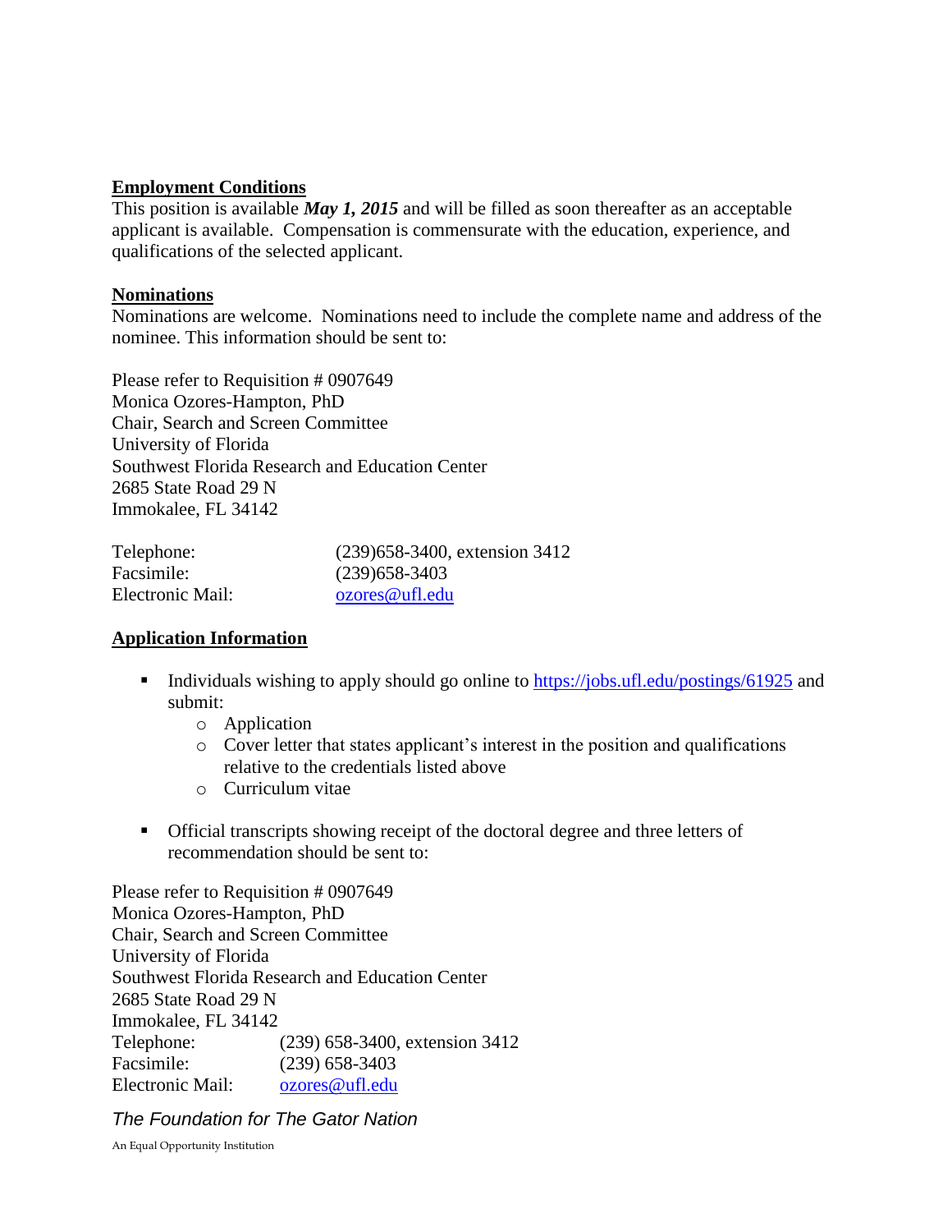**Employment Conditions**

This position is available ***May 1, 2015*** and will be filled as soon thereafter as an acceptable applicant is available. Compensation is commensurate with the education, experience, and qualifications of the selected applicant.

**Nominations**

Nominations are welcome. Nominations need to include the complete name and address of the nominee. This information should be sent to:

Please refer to Requisition # 0907649
Monica Ozores-Hampton, PhD
Chair, Search and Screen Committee
University of Florida
Southwest Florida Research and Education Center
2685 State Road 29 N
Immokalee, FL 34142

| | |
|---|---|
| Telephone: | (239)658-3400, extension 3412 |
| Facsimile: | (239)658-3403 |
| Electronic Mail: | ozores@ufl.edu |

**Application Information**

- Individuals wishing to apply should go online to https://jobs.ufl.edu/postings/61925 and submit:
  - Application
  - Cover letter that states applicant's interest in the position and qualifications relative to the credentials listed above
  - Curriculum vitae

- Official transcripts showing receipt of the doctoral degree and three letters of recommendation should be sent to:

Please refer to Requisition # 0907649
Monica Ozores-Hampton, PhD
Chair, Search and Screen Committee
University of Florida
Southwest Florida Research and Education Center
2685 State Road 29 N
Immokalee, FL 34142

| | |
|---|---|
| Telephone: | (239) 658-3400, extension 3412 |
| Facsimile: | (239) 658-3403 |
| Electronic Mail: | ozores@ufl.edu |

*The Foundation for The Gator Nation*

An Equal Opportunity Institution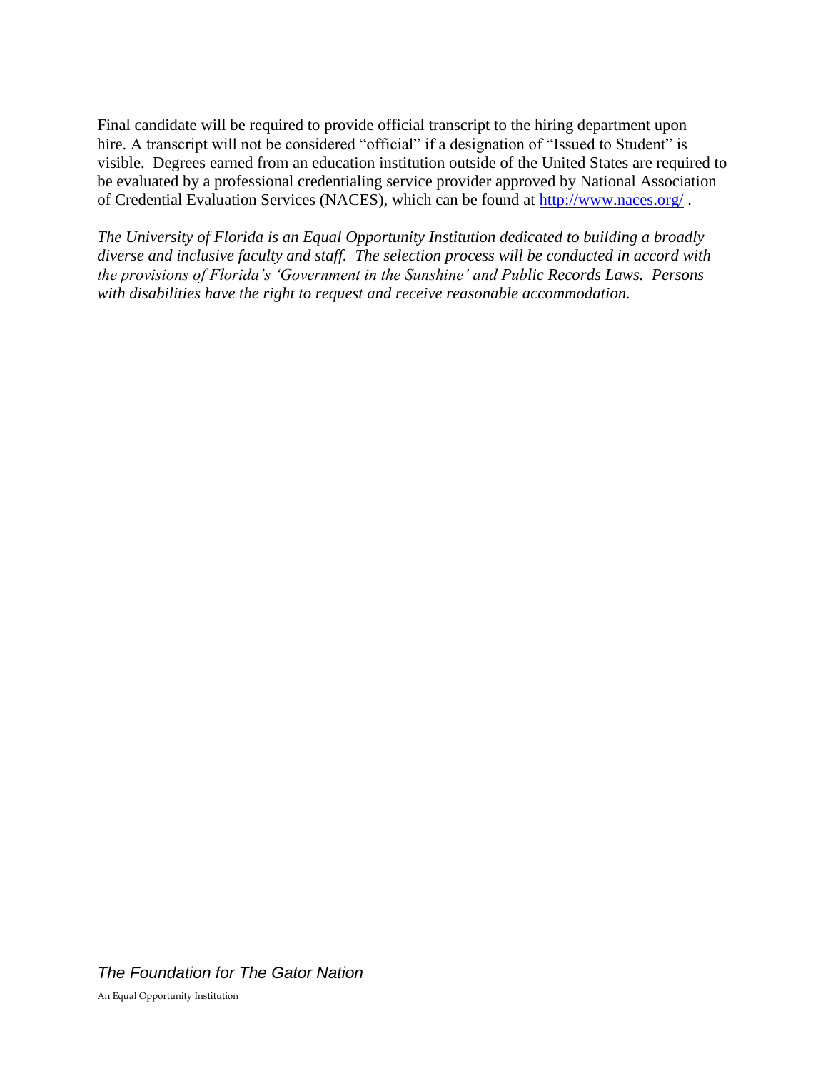Final candidate will be required to provide official transcript to the hiring department upon hire. A transcript will not be considered "official" if a designation of "Issued to Student" is visible. Degrees earned from an education institution outside of the United States are required to be evaluated by a professional credentialing service provider approved by National Association of Credential Evaluation Services (NACES), which can be found at http://www.naces.org/ .

*The University of Florida is an Equal Opportunity Institution dedicated to building a broadly diverse and inclusive faculty and staff. The selection process will be conducted in accord with the provisions of Florida's 'Government in the Sunshine' and Public Records Laws. Persons with disabilities have the right to request and receive reasonable accommodation.*